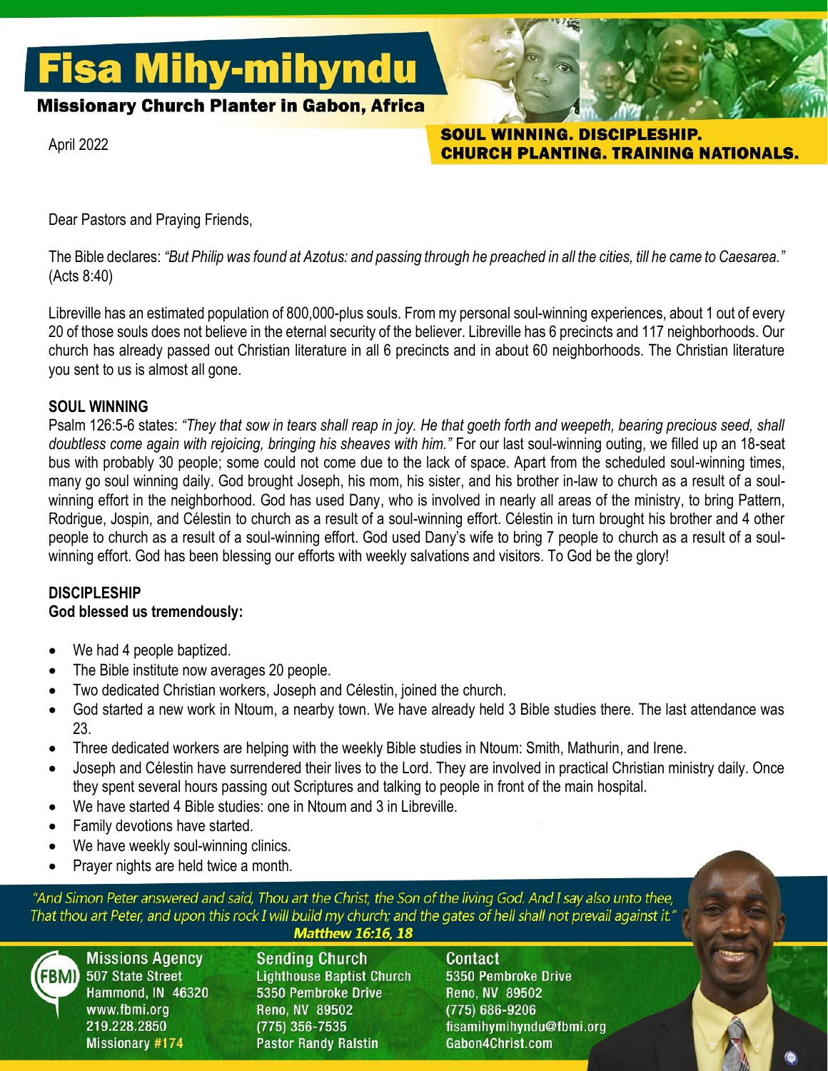# Fisa Mihy-mihyndu

**Missionary Church Planter in Gabon, Africa**

April 2022

**SOUL WINNING. DISCIPLESHIP. CHURCH PLANTING. TRAINING NATIONALS.**

Dear Pastors and Praying Friends,

The Bible declares: *"But Philip was found at Azotus: and passing through he preached in all the cities, till he came to Caesarea."* (Acts 8:40)

Libreville has an estimated population of 800,000-plus souls. From my personal soul-winning experiences, about 1 out of every 20 of those souls does not believe in the eternal security of the believer. Libreville has 6 precincts and 117 neighborhoods. Our church has already passed out Christian literature in all 6 precincts and in about 60 neighborhoods. The Christian literature you sent to us is almost all gone.

## SOUL WINNING

Psalm 126:5-6 states: *"They that sow in tears shall reap in joy. He that goeth forth and weepeth, bearing precious seed, shall doubtless come again with rejoicing, bringing his sheaves with him."* For our last soul-winning outing, we filled up an 18-seat bus with probably 30 people; some could not come due to the lack of space. Apart from the scheduled soul-winning times, many go soul winning daily. God brought Joseph, his mom, his sister, and his brother in-law to church as a result of a soul-winning effort in the neighborhood. God has used Dany, who is involved in nearly all areas of the ministry, to bring Pattern, Rodrigue, Jospin, and Célestin to church as a result of a soul-winning effort. Célestin in turn brought his brother and 4 other people to church as a result of a soul-winning effort. God used Dany's wife to bring 7 people to church as a result of a soul-winning effort. God has been blessing our efforts with weekly salvations and visitors. To God be the glory!

## DISCIPLESHIP

**God blessed us tremendously:**

- We had 4 people baptized.
- The Bible institute now averages 20 people.
- Two dedicated Christian workers, Joseph and Célestin, joined the church.
- God started a new work in Ntoum, a nearby town. We have already held 3 Bible studies there. The last attendance was 23.
- Three dedicated workers are helping with the weekly Bible studies in Ntoum: Smith, Mathurin, and Irene.
- Joseph and Célestin have surrendered their lives to the Lord. They are involved in practical Christian ministry daily. Once they spent several hours passing out Scriptures and talking to people in front of the main hospital.
- We have started 4 Bible studies: one in Ntoum and 3 in Libreville.
- Family devotions have started.
- We have weekly soul-winning clinics.
- Prayer nights are held twice a month.

*"And Simon Peter answered and said, Thou art the Christ, the Son of the living God. And I say also unto thee, That thou art Peter, and upon this rock I will build my church; and the gates of hell shall not prevail against it."*
**Matthew 16:16, 18**

**Missions Agency**
FBMI
507 State Street
Hammond, IN 46320
www.fbmi.org
219.228.2850
Missionary #174

**Sending Church**
Lighthouse Baptist Church
5350 Pembroke Drive
Reno, NV 89502
(775) 356-7535
Pastor Randy Ralstin

**Contact**
5350 Pembroke Drive
Reno, NV 89502
(775) 686-9206
fisamihymihyndu@fbmi.org
Gabon4Christ.com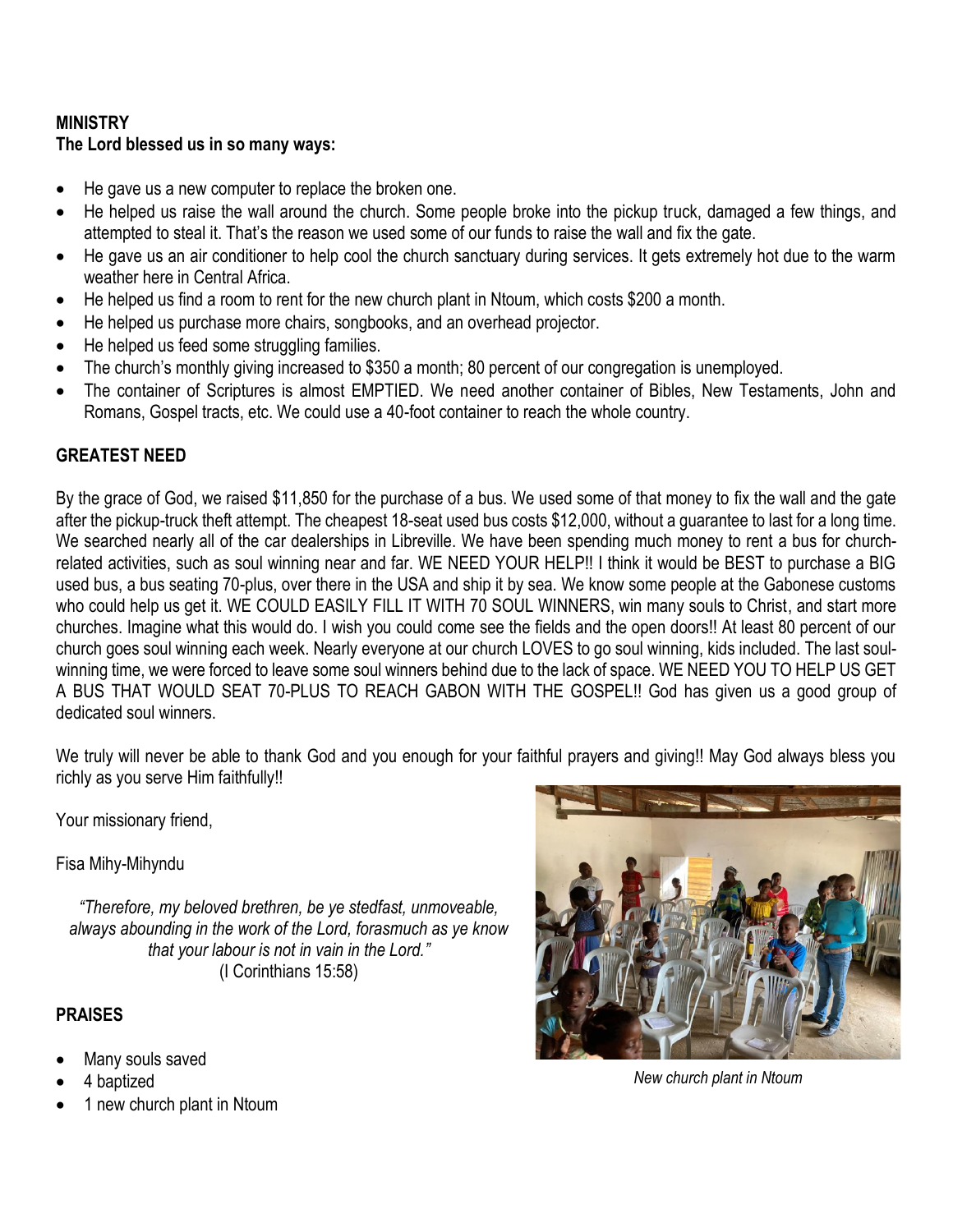**MINISTRY**
**The Lord blessed us in so many ways:**

- He gave us a new computer to replace the broken one.
- He helped us raise the wall around the church. Some people broke into the pickup truck, damaged a few things, and attempted to steal it. That's the reason we used some of our funds to raise the wall and fix the gate.
- He gave us an air conditioner to help cool the church sanctuary during services. It gets extremely hot due to the warm weather here in Central Africa.
- He helped us find a room to rent for the new church plant in Ntoum, which costs $200 a month.
- He helped us purchase more chairs, songbooks, and an overhead projector.
- He helped us feed some struggling families.
- The church's monthly giving increased to $350 a month; 80 percent of our congregation is unemployed.
- The container of Scriptures is almost EMPTIED. We need another container of Bibles, New Testaments, John and Romans, Gospel tracts, etc. We could use a 40-foot container to reach the whole country.

**GREATEST NEED**

By the grace of God, we raised $11,850 for the purchase of a bus. We used some of that money to fix the wall and the gate after the pickup-truck theft attempt. The cheapest 18-seat used bus costs $12,000, without a guarantee to last for a long time. We searched nearly all of the car dealerships in Libreville. We have been spending much money to rent a bus for church-related activities, such as soul winning near and far. WE NEED YOUR HELP!! I think it would be BEST to purchase a BIG used bus, a bus seating 70-plus, over there in the USA and ship it by sea. We know some people at the Gabonese customs who could help us get it. WE COULD EASILY FILL IT WITH 70 SOUL WINNERS, win many souls to Christ, and start more churches. Imagine what this would do. I wish you could come see the fields and the open doors!! At least 80 percent of our church goes soul winning each week. Nearly everyone at our church LOVES to go soul winning, kids included. The last soul-winning time, we were forced to leave some soul winners behind due to the lack of space. WE NEED YOU TO HELP US GET A BUS THAT WOULD SEAT 70-PLUS TO REACH GABON WITH THE GOSPEL!! God has given us a good group of dedicated soul winners.

We truly will never be able to thank God and you enough for your faithful prayers and giving!! May God always bless you richly as you serve Him faithfully!!

Your missionary friend,

Fisa Mihy-Mihyndu

*"Therefore, my beloved brethren, be ye stedfast, unmoveable, always abounding in the work of the Lord, forasmuch as ye know that your labour is not in vain in the Lord."*
(I Corinthians 15:58)

*New church plant in Ntoum*

**PRAISES**

- Many souls saved
- 4 baptized
- 1 new church plant in Ntoum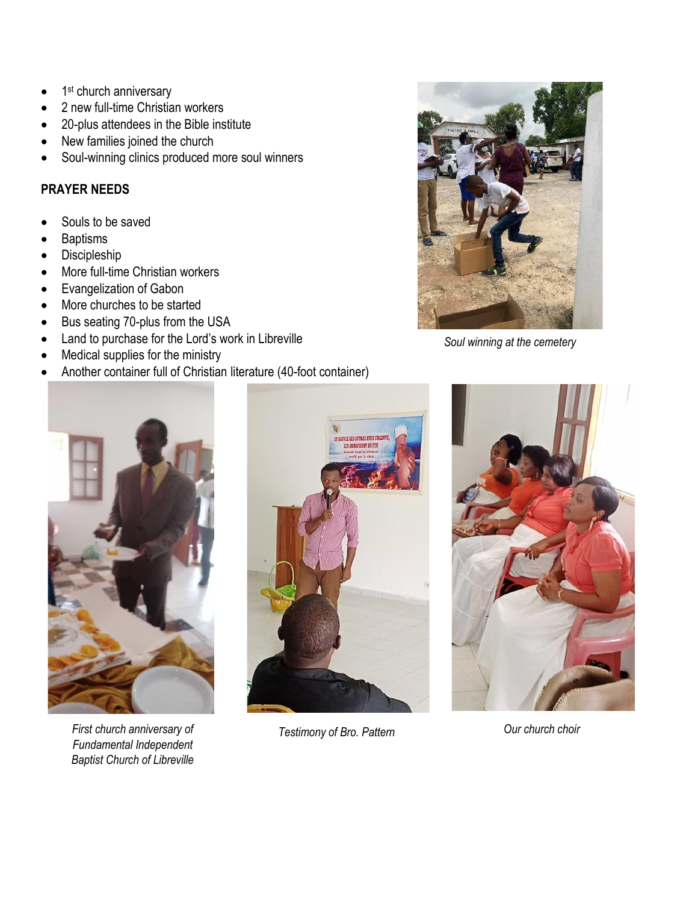- 1st church anniversary
- 2 new full-time Christian workers
- 20-plus attendees in the Bible institute
- New families joined the church
- Soul-winning clinics produced more soul winners

**PRAYER NEEDS**

- Souls to be saved
- Baptisms
- Discipleship
- More full-time Christian workers
- Evangelization of Gabon
- More churches to be started
- Bus seating 70-plus from the USA
- Land to purchase for the Lord's work in Libreville
- Medical supplies for the ministry
- Another container full of Christian literature (40-foot container)

*Soul winning at the cemetery*

*First church anniversary of Fundamental Independent Baptist Church of Libreville*

*Testimony of Bro. Pattern*

*Our church choir*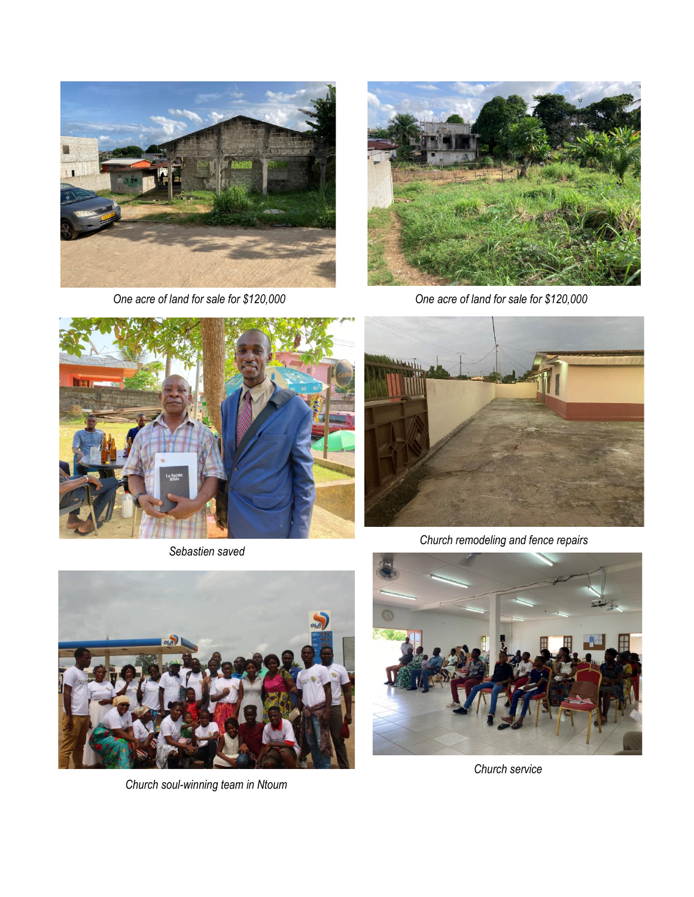*One acre of land for sale for $120,000*

*One acre of land for sale for $120,000*

*Sebastien saved*

*Church remodeling and fence repairs*

*Church soul-winning team in Ntoum*

*Church service*